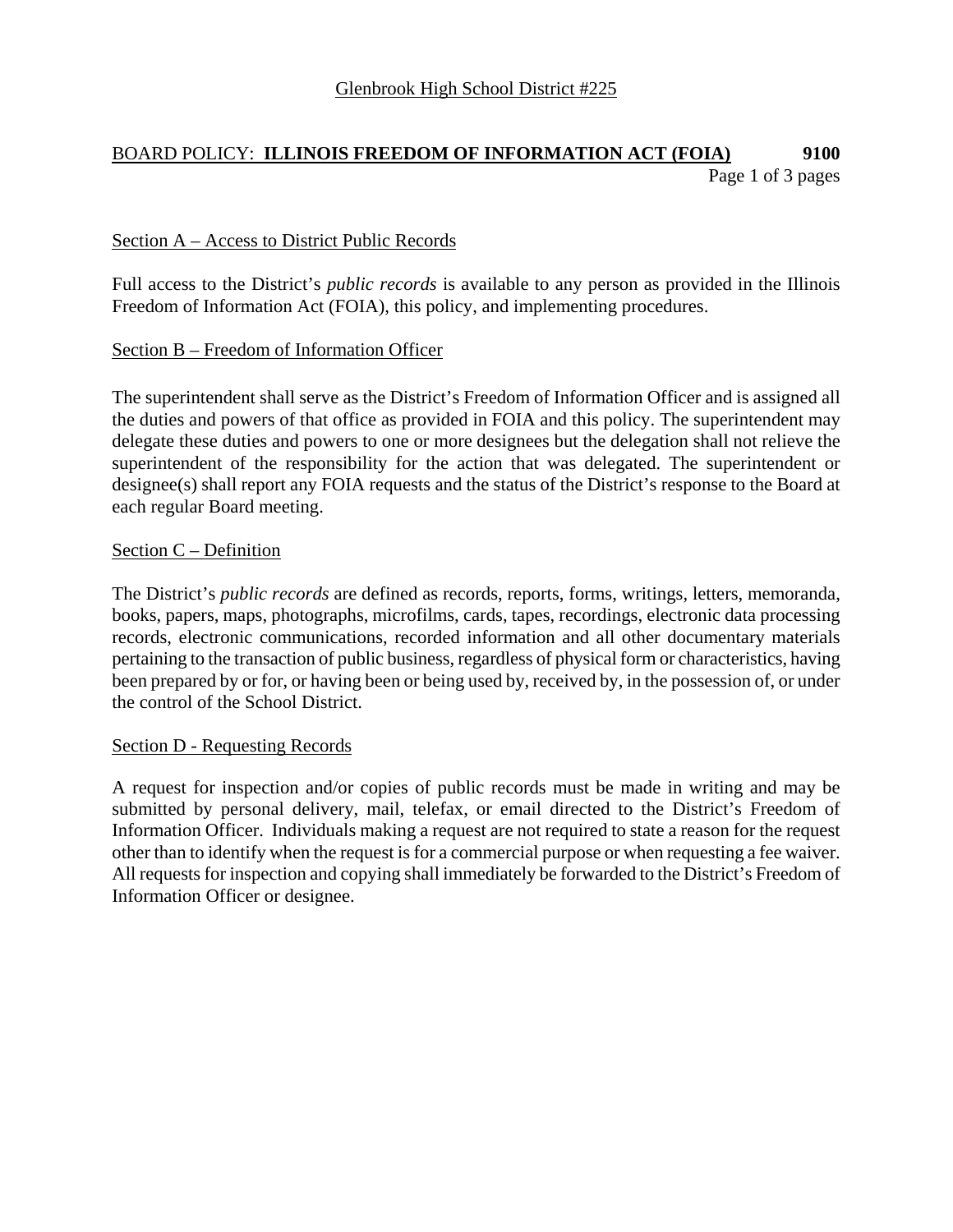Glenbrook High School District #225

# BOARD POLICY: **ILLINOIS FREEDOM OF INFORMATION ACT (FOIA)** 9100

## Section A – Access to District Public Records

Full access to the District's *public records* is available to any person as provided in the Illinois Freedom of Information Act (FOIA), this policy, and implementing procedures.

## Section B – Freedom of Information Officer

The superintendent shall serve as the District's Freedom of Information Officer and is assigned all the duties and powers of that office as provided in FOIA and this policy. The superintendent may delegate these duties and powers to one or more designees but the delegation shall not relieve the superintendent of the responsibility for the action that was delegated. The superintendent or designee(s) shall report any FOIA requests and the status of the District's response to the Board at each regular Board meeting.

## Section C – Definition

The District's *public records* are defined as records, reports, forms, writings, letters, memoranda, books, papers, maps, photographs, microfilms, cards, tapes, recordings, electronic data processing records, electronic communications, recorded information and all other documentary materials pertaining to the transaction of public business, regardless of physical form or characteristics, having been prepared by or for, or having been or being used by, received by, in the possession of, or under the control of the School District.

## Section D - Requesting Records

A request for inspection and/or copies of public records must be made in writing and may be submitted by personal delivery, mail, telefax, or email directed to the District's Freedom of Information Officer. Individuals making a request are not required to state a reason for the request other than to identify when the request is for a commercial purpose or when requesting a fee waiver. All requests for inspection and copying shall immediately be forwarded to the District's Freedom of Information Officer or designee.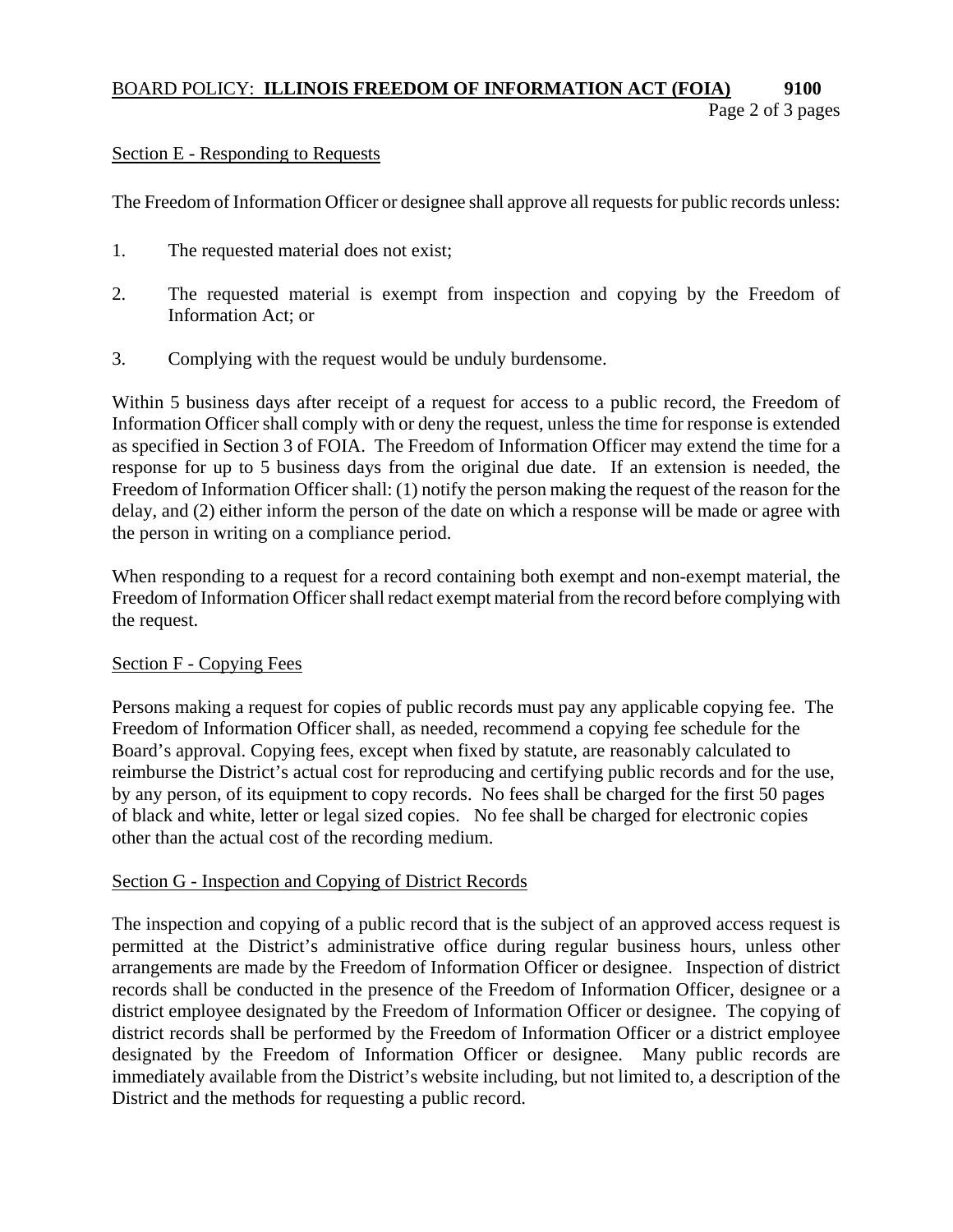## Section E - Responding to Requests

The Freedom of Information Officer or designee shall approve all requests for public records unless:

1. The requested material does not exist;
2. The requested material is exempt from inspection and copying by the Freedom of Information Act; or
3. Complying with the request would be unduly burdensome.

Within 5 business days after receipt of a request for access to a public record, the Freedom of Information Officer shall comply with or deny the request, unless the time for response is extended as specified in Section 3 of FOIA. The Freedom of Information Officer may extend the time for a response for up to 5 business days from the original due date. If an extension is needed, the Freedom of Information Officer shall: (1) notify the person making the request of the reason for the delay, and (2) either inform the person of the date on which a response will be made or agree with the person in writing on a compliance period.

When responding to a request for a record containing both exempt and non-exempt material, the Freedom of Information Officer shall redact exempt material from the record before complying with the request.

## Section F - Copying Fees

Persons making a request for copies of public records must pay any applicable copying fee. The Freedom of Information Officer shall, as needed, recommend a copying fee schedule for the Board's approval. Copying fees, except when fixed by statute, are reasonably calculated to reimburse the District's actual cost for reproducing and certifying public records and for the use, by any person, of its equipment to copy records. No fees shall be charged for the first 50 pages of black and white, letter or legal sized copies. No fee shall be charged for electronic copies other than the actual cost of the recording medium.

## Section G - Inspection and Copying of District Records

The inspection and copying of a public record that is the subject of an approved access request is permitted at the District's administrative office during regular business hours, unless other arrangements are made by the Freedom of Information Officer or designee. Inspection of district records shall be conducted in the presence of the Freedom of Information Officer, designee or a district employee designated by the Freedom of Information Officer or designee. The copying of district records shall be performed by the Freedom of Information Officer or a district employee designated by the Freedom of Information Officer or designee. Many public records are immediately available from the District's website including, but not limited to, a description of the District and the methods for requesting a public record.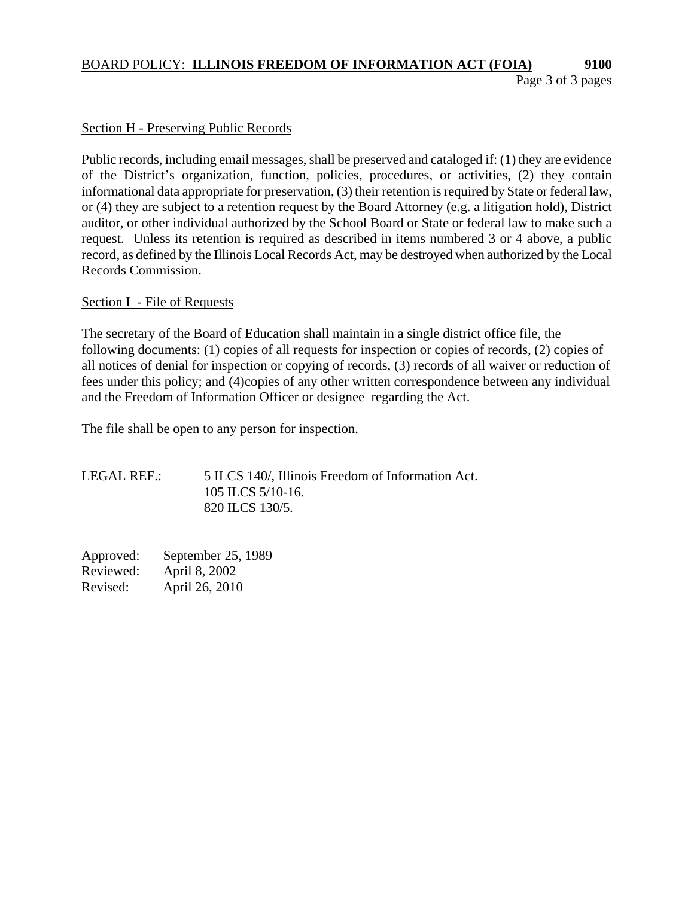Section H - Preserving Public Records

Public records, including email messages, shall be preserved and cataloged if: (1) they are evidence of the District's organization, function, policies, procedures, or activities, (2) they contain informational data appropriate for preservation, (3) their retention is required by State or federal law, or (4) they are subject to a retention request by the Board Attorney (e.g. a litigation hold), District auditor, or other individual authorized by the School Board or State or federal law to make such a request. Unless its retention is required as described in items numbered 3 or 4 above, a public record, as defined by the Illinois Local Records Act, may be destroyed when authorized by the Local Records Commission.

Section I - File of Requests

The secretary of the Board of Education shall maintain in a single district office file, the following documents: (1) copies of all requests for inspection or copies of records, (2) copies of all notices of denial for inspection or copying of records, (3) records of all waiver or reduction of fees under this policy; and (4)copies of any other written correspondence between any individual and the Freedom of Information Officer or designee regarding the Act.

The file shall be open to any person for inspection.

LEGAL REF.: 5 ILCS 140/, Illinois Freedom of Information Act.
105 ILCS 5/10-16.
820 ILCS 130/5.

Approved: September 25, 1989
Reviewed: April 8, 2002
Revised: April 26, 2010